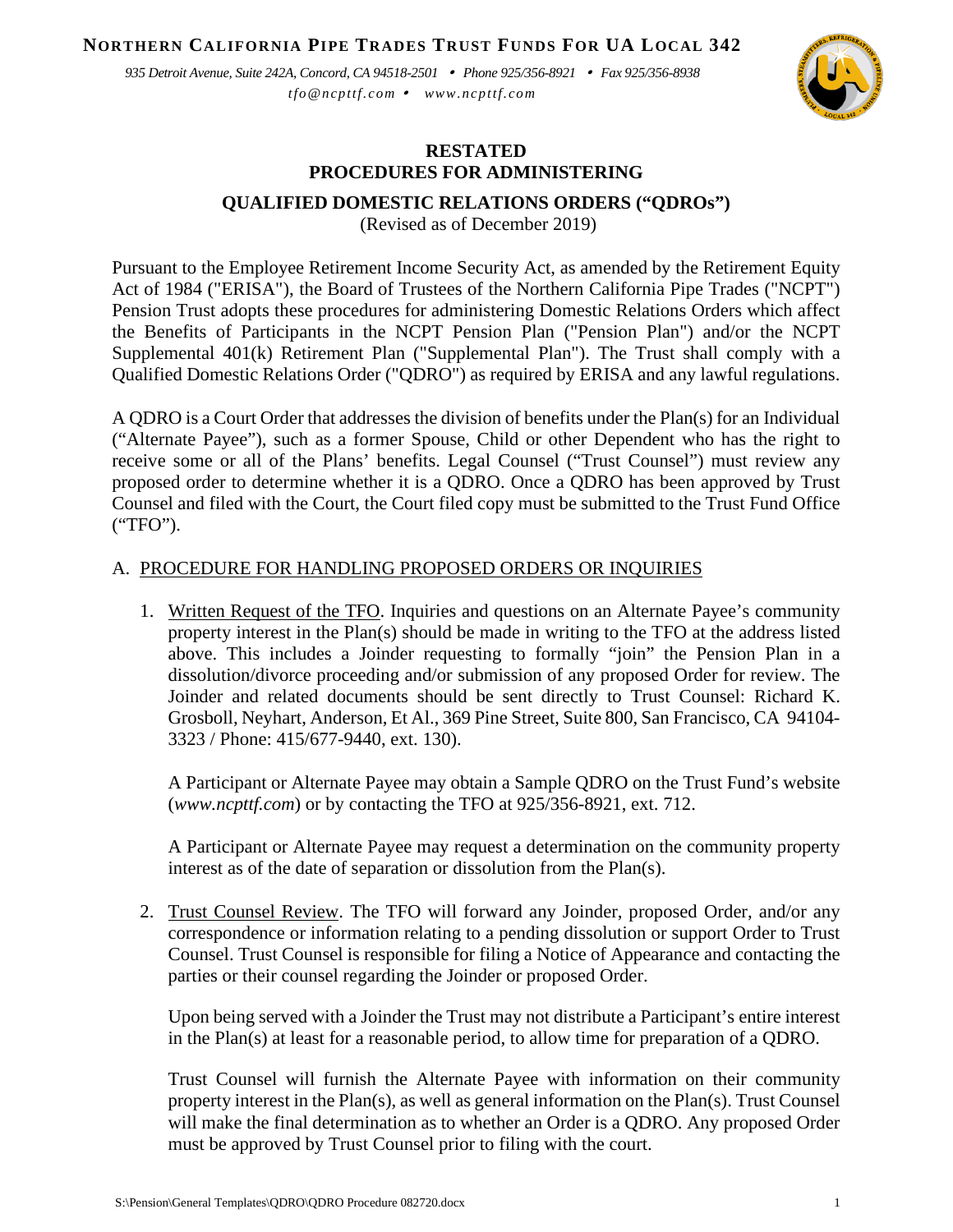**NORTHERN CALIFORNIA PIPE TRADES TRUST FUNDS FOR UA LOCAL 342**

*935 Detroit Avenue, Suite 242A, Concord, CA 94518-2501 • Phone 925/356-8921 • Fax 925/356-8938*
*tfo@ncpttf.com • www.ncpttf.com*

# RESTATED PROCEDURES FOR ADMINISTERING

## QUALIFIED DOMESTIC RELATIONS ORDERS ("QDROs")

(Revised as of December 2019)

Pursuant to the Employee Retirement Income Security Act, as amended by the Retirement Equity Act of 1984 ("ERISA"), the Board of Trustees of the Northern California Pipe Trades ("NCPT") Pension Trust adopts these procedures for administering Domestic Relations Orders which affect the Benefits of Participants in the NCPT Pension Plan ("Pension Plan") and/or the NCPT Supplemental 401(k) Retirement Plan ("Supplemental Plan"). The Trust shall comply with a Qualified Domestic Relations Order ("QDRO") as required by ERISA and any lawful regulations.

A QDRO is a Court Order that addresses the division of benefits under the Plan(s) for an Individual ("Alternate Payee"), such as a former Spouse, Child or other Dependent who has the right to receive some or all of the Plans' benefits. Legal Counsel ("Trust Counsel") must review any proposed order to determine whether it is a QDRO. Once a QDRO has been approved by Trust Counsel and filed with the Court, the Court filed copy must be submitted to the Trust Fund Office ("TFO").

### A. PROCEDURE FOR HANDLING PROPOSED ORDERS OR INQUIRIES

1. Written Request of the TFO. Inquiries and questions on an Alternate Payee's community property interest in the Plan(s) should be made in writing to the TFO at the address listed above. This includes a Joinder requesting to formally "join" the Pension Plan in a dissolution/divorce proceeding and/or submission of any proposed Order for review. The Joinder and related documents should be sent directly to Trust Counsel: Richard K. Grosboll, Neyhart, Anderson, Et Al., 369 Pine Street, Suite 800, San Francisco, CA 94104-3323 / Phone: 415/677-9440, ext. 130).

   A Participant or Alternate Payee may obtain a Sample QDRO on the Trust Fund's website (*www.ncpttf.com*) or by contacting the TFO at 925/356-8921, ext. 712.

   A Participant or Alternate Payee may request a determination on the community property interest as of the date of separation or dissolution from the Plan(s).

2. Trust Counsel Review. The TFO will forward any Joinder, proposed Order, and/or any correspondence or information relating to a pending dissolution or support Order to Trust Counsel. Trust Counsel is responsible for filing a Notice of Appearance and contacting the parties or their counsel regarding the Joinder or proposed Order.

   Upon being served with a Joinder the Trust may not distribute a Participant's entire interest in the Plan(s) at least for a reasonable period, to allow time for preparation of a QDRO.

   Trust Counsel will furnish the Alternate Payee with information on their community property interest in the Plan(s), as well as general information on the Plan(s). Trust Counsel will make the final determination as to whether an Order is a QDRO. Any proposed Order must be approved by Trust Counsel prior to filing with the court.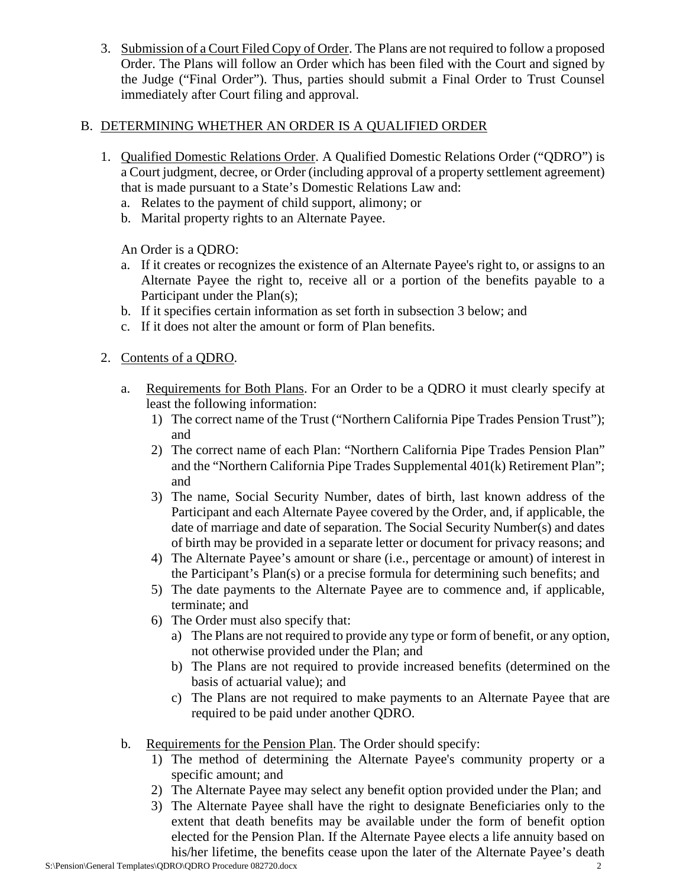3. <u>Submission of a Court Filed Copy of Order</u>. The Plans are not required to follow a proposed Order. The Plans will follow an Order which has been filed with the Court and signed by the Judge ("Final Order"). Thus, parties should submit a Final Order to Trust Counsel immediately after Court filing and approval.

B. <u>DETERMINING WHETHER AN ORDER IS A QUALIFIED ORDER</u>

1. <u>Qualified Domestic Relations Order</u>. A Qualified Domestic Relations Order ("QDRO") is a Court judgment, decree, or Order (including approval of a property settlement agreement) that is made pursuant to a State's Domestic Relations Law and:
   a. Relates to the payment of child support, alimony; or
   b. Marital property rights to an Alternate Payee.

   An Order is a QDRO:
   a. If it creates or recognizes the existence of an Alternate Payee's right to, or assigns to an Alternate Payee the right to, receive all or a portion of the benefits payable to a Participant under the Plan(s);
   b. If it specifies certain information as set forth in subsection 3 below; and
   c. If it does not alter the amount or form of Plan benefits.

2. <u>Contents of a QDRO</u>.

   a. <u>Requirements for Both Plans</u>. For an Order to be a QDRO it must clearly specify at least the following information:
      1) The correct name of the Trust ("Northern California Pipe Trades Pension Trust"); and
      2) The correct name of each Plan: "Northern California Pipe Trades Pension Plan" and the "Northern California Pipe Trades Supplemental 401(k) Retirement Plan"; and
      3) The name, Social Security Number, dates of birth, last known address of the Participant and each Alternate Payee covered by the Order, and, if applicable, the date of marriage and date of separation. The Social Security Number(s) and dates of birth may be provided in a separate letter or document for privacy reasons; and
      4) The Alternate Payee's amount or share (i.e., percentage or amount) of interest in the Participant's Plan(s) or a precise formula for determining such benefits; and
      5) The date payments to the Alternate Payee are to commence and, if applicable, terminate; and
      6) The Order must also specify that:
         a) The Plans are not required to provide any type or form of benefit, or any option, not otherwise provided under the Plan; and
         b) The Plans are not required to provide increased benefits (determined on the basis of actuarial value); and
         c) The Plans are not required to make payments to an Alternate Payee that are required to be paid under another QDRO.

   b. <u>Requirements for the Pension Plan</u>. The Order should specify:
      1) The method of determining the Alternate Payee's community property or a specific amount; and
      2) The Alternate Payee may select any benefit option provided under the Plan; and
      3) The Alternate Payee shall have the right to designate Beneficiaries only to the extent that death benefits may be available under the form of benefit option elected for the Pension Plan. If the Alternate Payee elects a life annuity based on his/her lifetime, the benefits cease upon the later of the Alternate Payee's death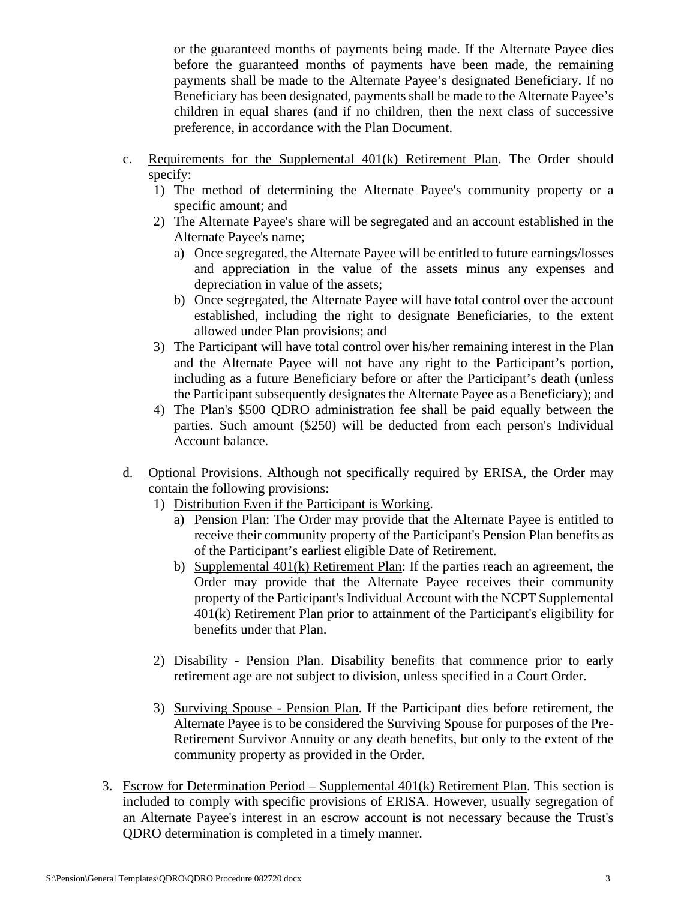or the guaranteed months of payments being made. If the Alternate Payee dies before the guaranteed months of payments have been made, the remaining payments shall be made to the Alternate Payee's designated Beneficiary. If no Beneficiary has been designated, payments shall be made to the Alternate Payee's children in equal shares (and if no children, then the next class of successive preference, in accordance with the Plan Document.

c. Requirements for the Supplemental 401(k) Retirement Plan. The Order should specify:
   1) The method of determining the Alternate Payee's community property or a specific amount; and
   2) The Alternate Payee's share will be segregated and an account established in the Alternate Payee's name;
      a) Once segregated, the Alternate Payee will be entitled to future earnings/losses and appreciation in the value of the assets minus any expenses and depreciation in value of the assets;
      b) Once segregated, the Alternate Payee will have total control over the account established, including the right to designate Beneficiaries, to the extent allowed under Plan provisions; and
   3) The Participant will have total control over his/her remaining interest in the Plan and the Alternate Payee will not have any right to the Participant's portion, including as a future Beneficiary before or after the Participant's death (unless the Participant subsequently designates the Alternate Payee as a Beneficiary); and
   4) The Plan's $500 QDRO administration fee shall be paid equally between the parties. Such amount ($250) will be deducted from each person's Individual Account balance.

d. Optional Provisions. Although not specifically required by ERISA, the Order may contain the following provisions:
   1) Distribution Even if the Participant is Working.
      a) Pension Plan: The Order may provide that the Alternate Payee is entitled to receive their community property of the Participant's Pension Plan benefits as of the Participant's earliest eligible Date of Retirement.
      b) Supplemental 401(k) Retirement Plan: If the parties reach an agreement, the Order may provide that the Alternate Payee receives their community property of the Participant's Individual Account with the NCPT Supplemental 401(k) Retirement Plan prior to attainment of the Participant's eligibility for benefits under that Plan.

   2) Disability - Pension Plan. Disability benefits that commence prior to early retirement age are not subject to division, unless specified in a Court Order.

   3) Surviving Spouse - Pension Plan. If the Participant dies before retirement, the Alternate Payee is to be considered the Surviving Spouse for purposes of the Pre-Retirement Survivor Annuity or any death benefits, but only to the extent of the community property as provided in the Order.

3. Escrow for Determination Period – Supplemental 401(k) Retirement Plan. This section is included to comply with specific provisions of ERISA. However, usually segregation of an Alternate Payee's interest in an escrow account is not necessary because the Trust's QDRO determination is completed in a timely manner.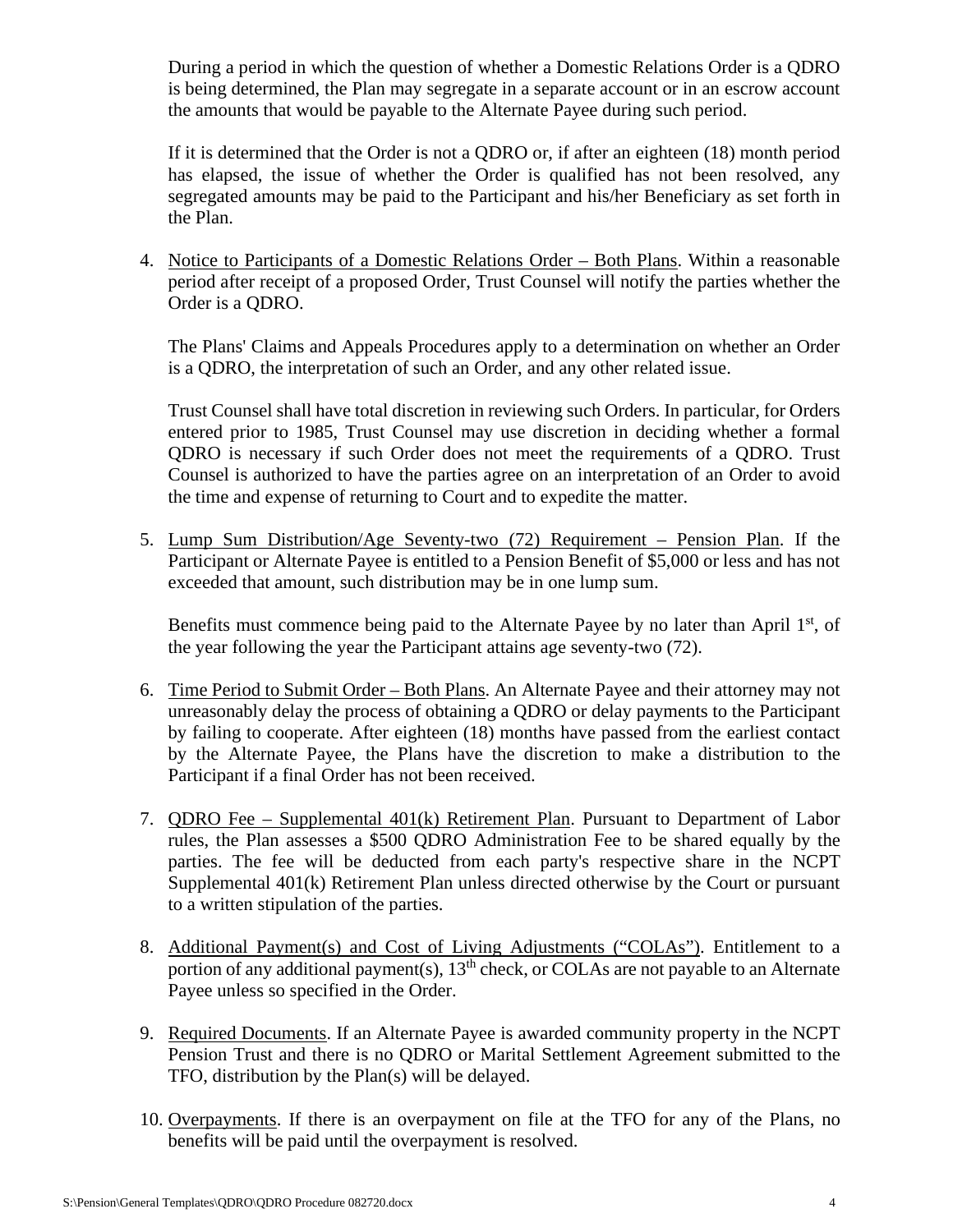During a period in which the question of whether a Domestic Relations Order is a QDRO is being determined, the Plan may segregate in a separate account or in an escrow account the amounts that would be payable to the Alternate Payee during such period.

If it is determined that the Order is not a QDRO or, if after an eighteen (18) month period has elapsed, the issue of whether the Order is qualified has not been resolved, any segregated amounts may be paid to the Participant and his/her Beneficiary as set forth in the Plan.

4. Notice to Participants of a Domestic Relations Order – Both Plans. Within a reasonable period after receipt of a proposed Order, Trust Counsel will notify the parties whether the Order is a QDRO.

   The Plans' Claims and Appeals Procedures apply to a determination on whether an Order is a QDRO, the interpretation of such an Order, and any other related issue.

   Trust Counsel shall have total discretion in reviewing such Orders. In particular, for Orders entered prior to 1985, Trust Counsel may use discretion in deciding whether a formal QDRO is necessary if such Order does not meet the requirements of a QDRO. Trust Counsel is authorized to have the parties agree on an interpretation of an Order to avoid the time and expense of returning to Court and to expedite the matter.

5. Lump Sum Distribution/Age Seventy-two (72) Requirement – Pension Plan. If the Participant or Alternate Payee is entitled to a Pension Benefit of $5,000 or less and has not exceeded that amount, such distribution may be in one lump sum.

   Benefits must commence being paid to the Alternate Payee by no later than April 1st, of the year following the year the Participant attains age seventy-two (72).

6. Time Period to Submit Order – Both Plans. An Alternate Payee and their attorney may not unreasonably delay the process of obtaining a QDRO or delay payments to the Participant by failing to cooperate. After eighteen (18) months have passed from the earliest contact by the Alternate Payee, the Plans have the discretion to make a distribution to the Participant if a final Order has not been received.

7. QDRO Fee – Supplemental 401(k) Retirement Plan. Pursuant to Department of Labor rules, the Plan assesses a $500 QDRO Administration Fee to be shared equally by the parties. The fee will be deducted from each party's respective share in the NCPT Supplemental 401(k) Retirement Plan unless directed otherwise by the Court or pursuant to a written stipulation of the parties.

8. Additional Payment(s) and Cost of Living Adjustments ("COLAs"). Entitlement to a portion of any additional payment(s), 13th check, or COLAs are not payable to an Alternate Payee unless so specified in the Order.

9. Required Documents. If an Alternate Payee is awarded community property in the NCPT Pension Trust and there is no QDRO or Marital Settlement Agreement submitted to the TFO, distribution by the Plan(s) will be delayed.

10. Overpayments. If there is an overpayment on file at the TFO for any of the Plans, no benefits will be paid until the overpayment is resolved.